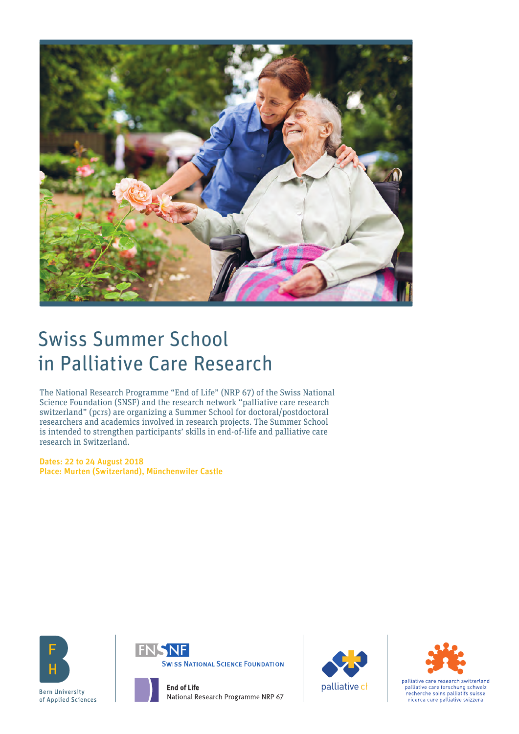# Swiss Summer School in Palliative Care Research

The National Research Programme "End of Life" (NRP 67) of the Swiss National Science Foundation (SNSF) and the research network "palliative care research switzerland" (pcrs) are organizing a Summer School for doctoral/postdoctoral researchers and academics involved in research projects. The Summer School is intended to strengthen participants' skills in end-of-life and palliative care research in Switzerland.

**Dates: 22 to 24 August 2018**
**Place: Murten (Switzerland), Münchenwiler Castle**

Bern University of Applied Sciences

Swiss National Science Foundation

End of Life
National Research Programme NRP 67

palliative ch

palliative care research switzerland
palliative care forschung schweiz
recherche soins palliatifs suisse
ricerca cure palliative svizzera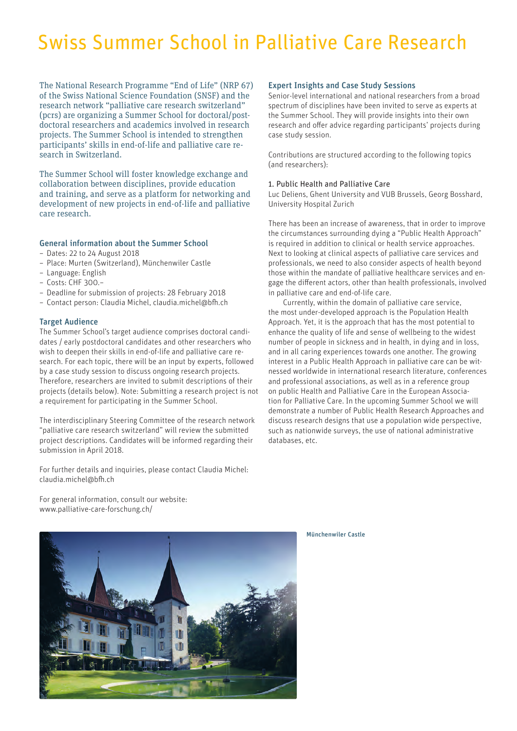# Swiss Summer School in Palliative Care Research

The National Research Programme "End of Life" (NRP 67) of the Swiss National Science Foundation (SNSF) and the research network "palliative care research switzerland" (pcrs) are organizing a Summer School for doctoral/post-doctoral researchers and academics involved in research projects. The Summer School is intended to strengthen participants' skills in end-of-life and palliative care research in Switzerland.

The Summer School will foster knowledge exchange and collaboration between disciplines, provide education and training, and serve as a platform for networking and development of new projects in end-of-life and palliative care research.

### General information about the Summer School

- Dates: 22 to 24 August 2018
- Place: Murten (Switzerland), Münchenwiler Castle
- Language: English
- Costs: CHF 300.–
- Deadline for submission of projects: 28 February 2018
- Contact person: Claudia Michel, claudia.michel@bfh.ch

### Target Audience

The Summer School's target audience comprises doctoral candidates / early postdoctoral candidates and other researchers who wish to deepen their skills in end-of-life and palliative care research. For each topic, there will be an input by experts, followed by a case study session to discuss ongoing research projects. Therefore, researchers are invited to submit descriptions of their projects (details below). Note: Submitting a research project is not a requirement for participating in the Summer School.

The interdisciplinary Steering Committee of the research network "palliative care research switzerland" will review the submitted project descriptions. Candidates will be informed regarding their submission in April 2018.

For further details and inquiries, please contact Claudia Michel: claudia.michel@bfh.ch

For general information, consult our website: www.palliative-care-forschung.ch/

### Expert Insights and Case Study Sessions

Senior-level international and national researchers from a broad spectrum of disciplines have been invited to serve as experts at the Summer School. They will provide insights into their own research and offer advice regarding participants' projects during case study session.

Contributions are structured according to the following topics (and researchers):

#### 1. Public Health and Palliative Care

Luc Deliens, Ghent University and VUB Brussels, Georg Bosshard, University Hospital Zurich

There has been an increase of awareness, that in order to improve the circumstances surrounding dying a "Public Health Approach" is required in addition to clinical or health service approaches. Next to looking at clinical aspects of palliative care services and professionals, we need to also consider aspects of health beyond those within the mandate of palliative healthcare services and engage the different actors, other than health professionals, involved in palliative care and end-of-life care.

Currently, within the domain of palliative care service, the most under-developed approach is the Population Health Approach. Yet, it is the approach that has the most potential to enhance the quality of life and sense of wellbeing to the widest number of people in sickness and in health, in dying and in loss, and in all caring experiences towards one another. The growing interest in a Public Health Approach in palliative care can be witnessed worldwide in international research literature, conferences and professional associations, as well as in a reference group on public Health and Palliative Care in the European Association for Palliative Care. In the upcoming Summer School we will demonstrate a number of Public Health Research Approaches and discuss research designs that use a population wide perspective, such as nationwide surveys, the use of national administrative databases, etc.

Münchenwiler Castle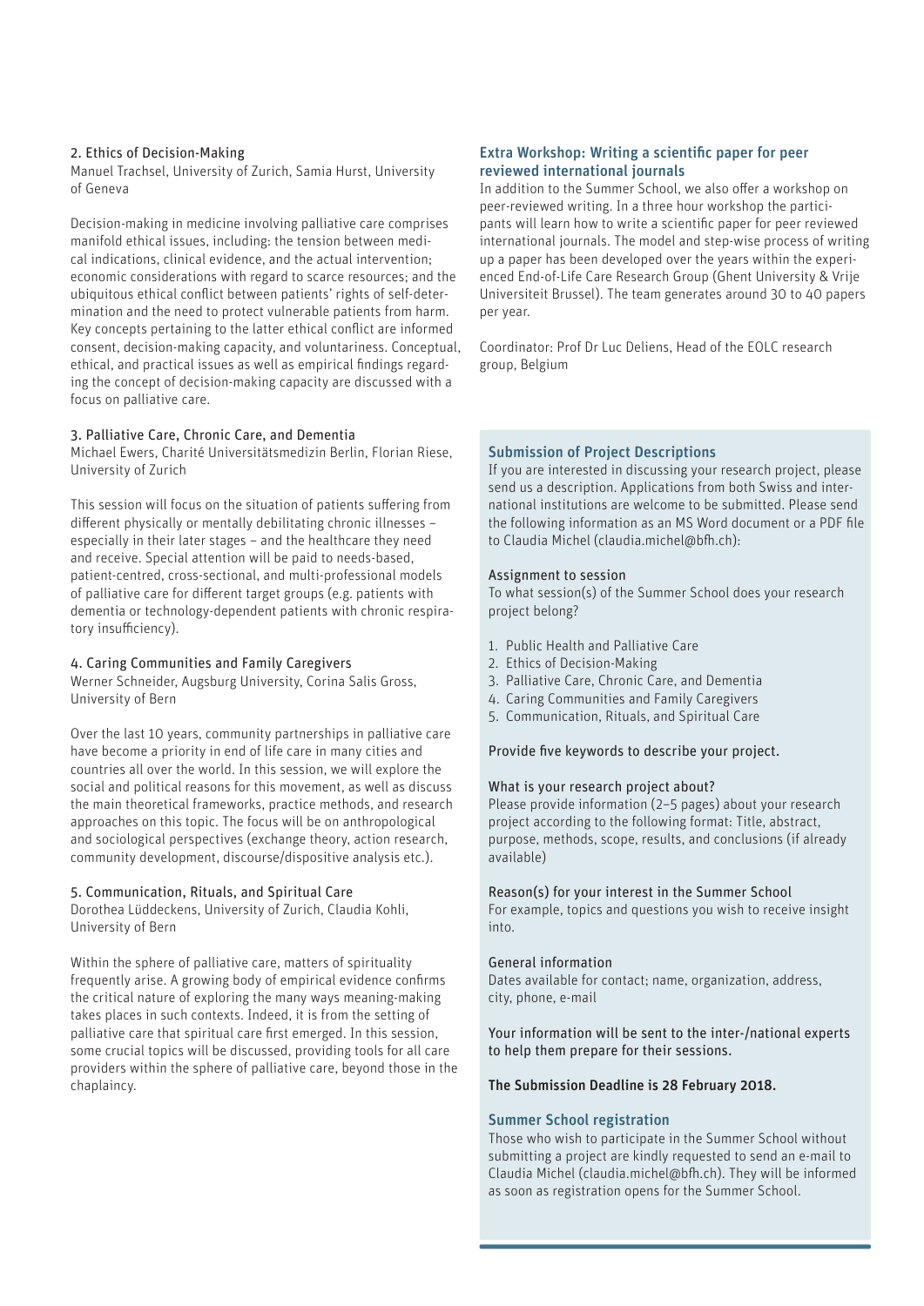### 2. Ethics of Decision-Making

Manuel Trachsel, University of Zurich, Samia Hurst, University of Geneva

Decision-making in medicine involving palliative care comprises manifold ethical issues, including: the tension between medical indications, clinical evidence, and the actual intervention; economic considerations with regard to scarce resources; and the ubiquitous ethical conflict between patients' rights of self-determination and the need to protect vulnerable patients from harm. Key concepts pertaining to the latter ethical conflict are informed consent, decision-making capacity, and voluntariness. Conceptual, ethical, and practical issues as well as empirical findings regarding the concept of decision-making capacity are discussed with a focus on palliative care.

### 3. Palliative Care, Chronic Care, and Dementia

Michael Ewers, Charité Universitätsmedizin Berlin, Florian Riese, University of Zurich

This session will focus on the situation of patients suffering from different physically or mentally debilitating chronic illnesses – especially in their later stages – and the healthcare they need and receive. Special attention will be paid to needs-based, patient-centred, cross-sectional, and multi-professional models of palliative care for different target groups (e.g. patients with dementia or technology-dependent patients with chronic respiratory insufficiency).

### 4. Caring Communities and Family Caregivers

Werner Schneider, Augsburg University, Corina Salis Gross, University of Bern

Over the last 10 years, community partnerships in palliative care have become a priority in end of life care in many cities and countries all over the world. In this session, we will explore the social and political reasons for this movement, as well as discuss the main theoretical frameworks, practice methods, and research approaches on this topic. The focus will be on anthropological and sociological perspectives (exchange theory, action research, community development, discourse/dispositive analysis etc.).

### 5. Communication, Rituals, and Spiritual Care

Dorothea Lüddeckens, University of Zurich, Claudia Kohli, University of Bern

Within the sphere of palliative care, matters of spirituality frequently arise. A growing body of empirical evidence confirms the critical nature of exploring the many ways meaning-making takes places in such contexts. Indeed, it is from the setting of palliative care that spiritual care first emerged. In this session, some crucial topics will be discussed, providing tools for all care providers within the sphere of palliative care, beyond those in the chaplaincy.

## Extra Workshop: Writing a scientific paper for peer reviewed international journals

In addition to the Summer School, we also offer a workshop on peer-reviewed writing. In a three hour workshop the participants will learn how to write a scientific paper for peer reviewed international journals. The model and step-wise process of writing up a paper has been developed over the years within the experienced End-of-Life Care Research Group (Ghent University & Vrije Universiteit Brussel). The team generates around 30 to 40 papers per year.

Coordinator: Prof Dr Luc Deliens, Head of the EOLC research group, Belgium

## Submission of Project Descriptions

If you are interested in discussing your research project, please send us a description. Applications from both Swiss and international institutions are welcome to be submitted. Please send the following information as an MS Word document or a PDF file to Claudia Michel (claudia.michel@bfh.ch):

**Assignment to session**
To what session(s) of the Summer School does your research project belong?

1. Public Health and Palliative Care
2. Ethics of Decision-Making
3. Palliative Care, Chronic Care, and Dementia
4. Caring Communities and Family Caregivers
5. Communication, Rituals, and Spiritual Care

**Provide five keywords to describe your project.**

**What is your research project about?**
Please provide information (2–5 pages) about your research project according to the following format: Title, abstract, purpose, methods, scope, results, and conclusions (if already available)

**Reason(s) for your interest in the Summer School**
For example, topics and questions you wish to receive insight into.

**General information**
Dates available for contact; name, organization, address, city, phone, e-mail

Your information will be sent to the inter-/national experts to help them prepare for their sessions.

**The Submission Deadline is 28 February 2018.**

## Summer School registration

Those who wish to participate in the Summer School without submitting a project are kindly requested to send an e-mail to Claudia Michel (claudia.michel@bfh.ch). They will be informed as soon as registration opens for the Summer School.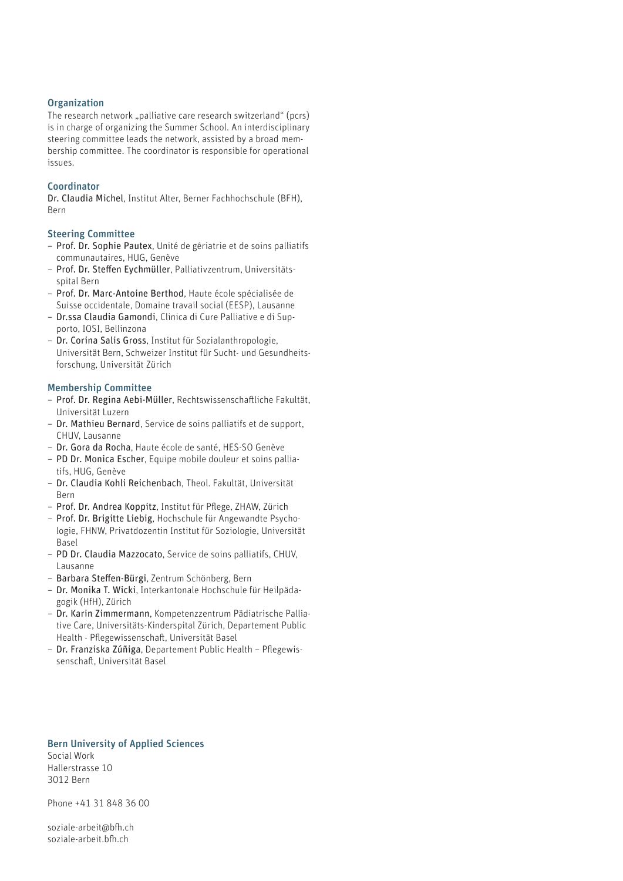## Organization

The research network „palliative care research switzerland" (pcrs) is in charge of organizing the Summer School. An interdisciplinary steering committee leads the network, assisted by a broad membership committee. The coordinator is responsible for operational issues.

## Coordinator

Dr. Claudia Michel, Institut Alter, Berner Fachhochschule (BFH), Bern

## Steering Committee

- Prof. Dr. Sophie Pautex, Unité de gériatrie et de soins palliatifs communautaires, HUG, Genève
- Prof. Dr. Steffen Eychmüller, Palliativzentrum, Universitätsspital Bern
- Prof. Dr. Marc-Antoine Berthod, Haute école spécialisée de Suisse occidentale, Domaine travail social (EESP), Lausanne
- Dr.ssa Claudia Gamondi, Clinica di Cure Palliative e di Supporto, IOSI, Bellinzona
- Dr. Corina Salis Gross, Institut für Sozialanthropologie, Universität Bern, Schweizer Institut für Sucht- und Gesundheitsforschung, Universität Zürich

## Membership Committee

- Prof. Dr. Regina Aebi-Müller, Rechtswissenschaftliche Fakultät, Universität Luzern
- Dr. Mathieu Bernard, Service de soins palliatifs et de support, CHUV, Lausanne
- Dr. Gora da Rocha, Haute école de santé, HES-SO Genève
- PD Dr. Monica Escher, Equipe mobile douleur et soins palliatifs, HUG, Genève
- Dr. Claudia Kohli Reichenbach, Theol. Fakultät, Universität Bern
- Prof. Dr. Andrea Koppitz, Institut für Pflege, ZHAW, Zürich
- Prof. Dr. Brigitte Liebig, Hochschule für Angewandte Psychologie, FHNW, Privatdozentin Institut für Soziologie, Universität Basel
- PD Dr. Claudia Mazzocato, Service de soins palliatifs, CHUV, Lausanne
- Barbara Steffen-Bürgi, Zentrum Schönberg, Bern
- Dr. Monika T. Wicki, Interkantonale Hochschule für Heilpädagogik (HfH), Zürich
- Dr. Karin Zimmermann, Kompetenzzentrum Pädiatrische Palliative Care, Universitäts-Kinderspital Zürich, Departement Public Health - Pflegewissenschaft, Universität Basel
- Dr. Franziska Zúñiga, Departement Public Health – Pflegewissenschaft, Universität Basel

## Bern University of Applied Sciences

Social Work
Hallerstrasse 10
3012 Bern

Phone +41 31 848 36 00

soziale-arbeit@bfh.ch
soziale-arbeit.bfh.ch